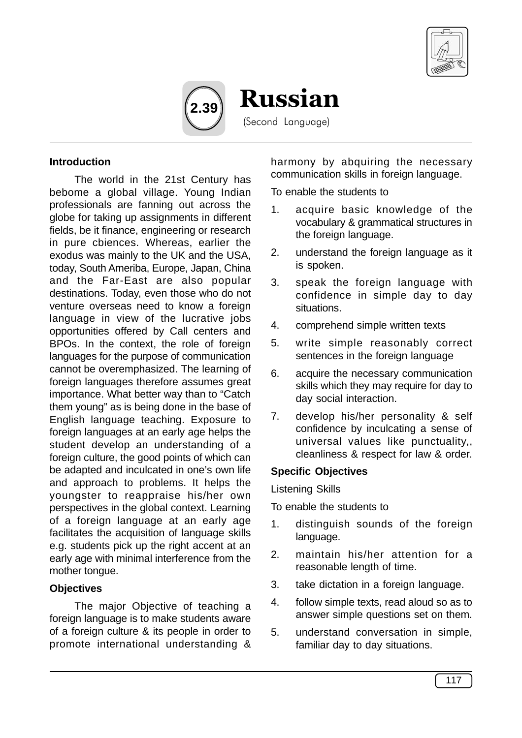# 2.39 Russian

(Second Language)

**Introduction**

The world in the 21st Century has bebome a global village. Young Indian professionals are fanning out across the globe for taking up assignments in different fields, be it finance, engineering or research in pure cbiences. Whereas, earlier the exodus was mainly to the UK and the USA, today, South Ameriba, Europe, Japan, China and the Far-East are also popular destinations. Today, even those who do not venture overseas need to know a foreign language in view of the lucrative jobs opportunities offered by Call centers and BPOs. In the context, the role of foreign languages for the purpose of communication cannot be overemphasized. The learning of foreign languages therefore assumes great importance. What better way than to "Catch them young" as is being done in the base of English language teaching. Exposure to foreign languages at an early age helps the student develop an understanding of a foreign culture, the good points of which can be adapted and inculcated in one's own life and approach to problems. It helps the youngster to reappraise his/her own perspectives in the global context. Learning of a foreign language at an early age facilitates the acquisition of language skills e.g. students pick up the right accent at an early age with minimal interference from the mother tongue.

**Objectives**

The major Objective of teaching a foreign language is to make students aware of a foreign culture & its people in order to promote international understanding & harmony by abquiring the necessary communication skills in foreign language.

To enable the students to

1. acquire basic knowledge of the vocabulary & grammatical structures in the foreign language.
2. understand the foreign language as it is spoken.
3. speak the foreign language with confidence in simple day to day situations.
4. comprehend simple written texts
5. write simple reasonably correct sentences in the foreign language
6. acquire the necessary communication skills which they may require for day to day social interaction.
7. develop his/her personality & self confidence by inculcating a sense of universal values like punctuality,, cleanliness & respect for law & order.

**Specific Objectives**

Listening Skills

To enable the students to

1. distinguish sounds of the foreign language.
2. maintain his/her attention for a reasonable length of time.
3. take dictation in a foreign language.
4. follow simple texts, read aloud so as to answer simple questions set on them.
5. understand conversation in simple, familiar day to day situations.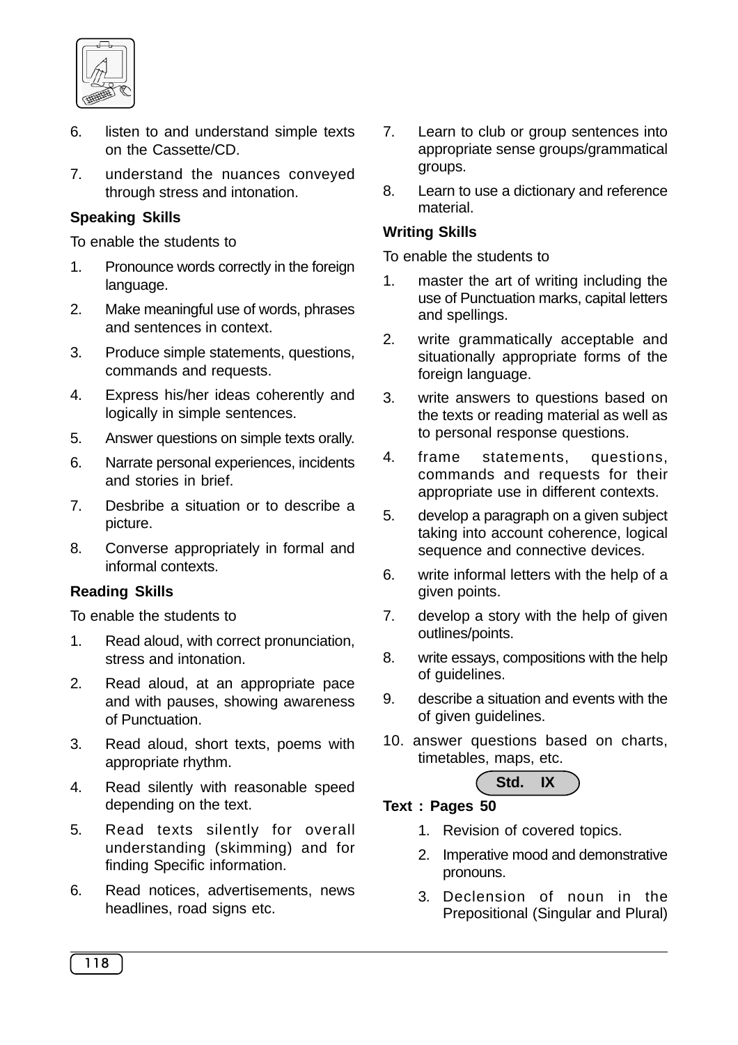6. listen to and understand simple texts on the Cassette/CD.
7. understand the nuances conveyed through stress and intonation.

**Speaking Skills**

To enable the students to

1. Pronounce words correctly in the foreign language.
2. Make meaningful use of words, phrases and sentences in context.
3. Produce simple statements, questions, commands and requests.
4. Express his/her ideas coherently and logically in simple sentences.
5. Answer questions on simple texts orally.
6. Narrate personal experiences, incidents and stories in brief.
7. Desbribe a situation or to describe a picture.
8. Converse appropriately in formal and informal contexts.

**Reading Skills**

To enable the students to

1. Read aloud, with correct pronunciation, stress and intonation.
2. Read aloud, at an appropriate pace and with pauses, showing awareness of Punctuation.
3. Read aloud, short texts, poems with appropriate rhythm.
4. Read silently with reasonable speed depending on the text.
5. Read texts silently for overall understanding (skimming) and for finding Specific information.
6. Read notices, advertisements, news headlines, road signs etc.
7. Learn to club or group sentences into appropriate sense groups/grammatical groups.
8. Learn to use a dictionary and reference material.

**Writing Skills**

To enable the students to

1. master the art of writing including the use of Punctuation marks, capital letters and spellings.
2. write grammatically acceptable and situationally appropriate forms of the foreign language.
3. write answers to questions based on the texts or reading material as well as to personal response questions.
4. frame statements, questions, commands and requests for their appropriate use in different contexts.
5. develop a paragraph on a given subject taking into account coherence, logical sequence and connective devices.
6. write informal letters with the help of a given points.
7. develop a story with the help of given outlines/points.
8. write essays, compositions with the help of guidelines.
9. describe a situation and events with the of given guidelines.
10. answer questions based on charts, timetables, maps, etc.

**Std. IX**

**Text : Pages 50**

1. Revision of covered topics.
2. Imperative mood and demonstrative pronouns.
3. Declension of noun in the Prepositional (Singular and Plural)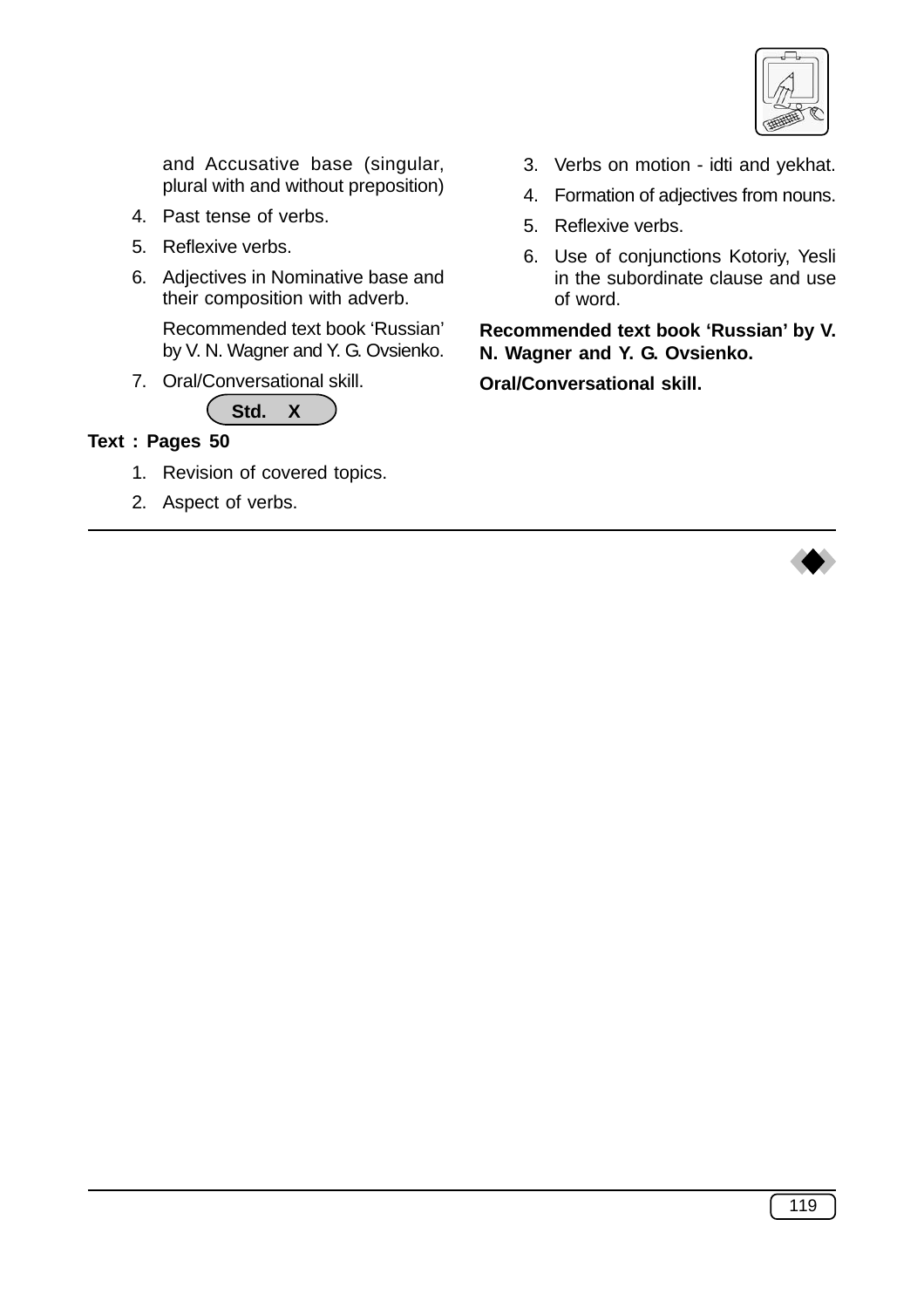and Accusative base (singular, plural with and without preposition)

4. Past tense of verbs.
5. Reflexive verbs.
6. Adjectives in Nominative base and their composition with adverb.

   Recommended text book 'Russian' by V. N. Wagner and Y. G. Ovsienko.

7. Oral/Conversational skill.

## Std. X

**Text : Pages 50**

1. Revision of covered topics.
2. Aspect of verbs.
3. Verbs on motion - idti and yekhat.
4. Formation of adjectives from nouns.
5. Reflexive verbs.
6. Use of conjunctions Kotoriy, Yesli in the subordinate clause and use of word.

**Recommended text book 'Russian' by V. N. Wagner and Y. G. Ovsienko.**

**Oral/Conversational skill.**